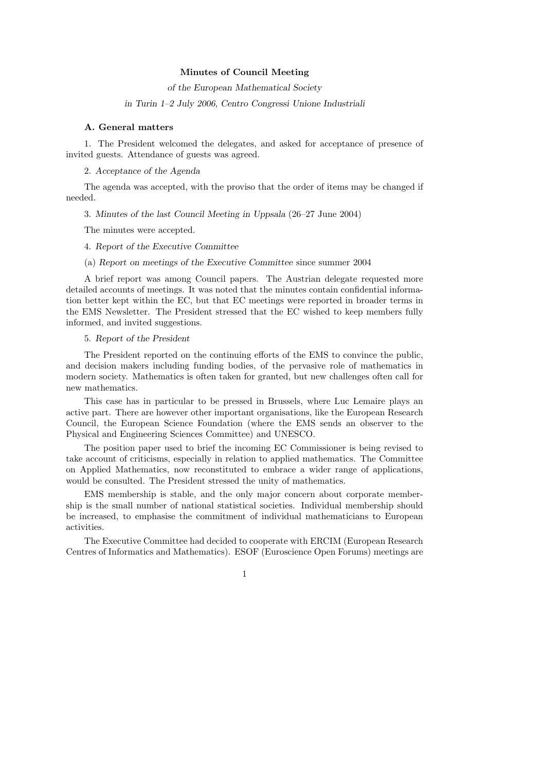**Minutes of Council Meeting**

*of the European Mathematical Society*

*in Turin 1–2 July 2006, Centro Congressi Unione Industriali*

**A. General matters**

1. The President welcomed the delegates, and asked for acceptance of presence of invited guests. Attendance of guests was agreed.

2. *Acceptance of the Agenda*

The agenda was accepted, with the proviso that the order of items may be changed if needed.

3. *Minutes of the last Council Meeting in Uppsala* (26–27 June 2004)

The minutes were accepted.

4. *Report of the Executive Committee*

(a) *Report on meetings of the Executive Committee* since summer 2004

A brief report was among Council papers. The Austrian delegate requested more detailed accounts of meetings. It was noted that the minutes contain confidential information better kept within the EC, but that EC meetings were reported in broader terms in the EMS Newsletter. The President stressed that the EC wished to keep members fully informed, and invited suggestions.

5. *Report of the President*

The President reported on the continuing efforts of the EMS to convince the public, and decision makers including funding bodies, of the pervasive role of mathematics in modern society. Mathematics is often taken for granted, but new challenges often call for new mathematics.

This case has in particular to be pressed in Brussels, where Luc Lemaire plays an active part. There are however other important organisations, like the European Research Council, the European Science Foundation (where the EMS sends an observer to the Physical and Engineering Sciences Committee) and UNESCO.

The position paper used to brief the incoming EC Commissioner is being revised to take account of criticisms, especially in relation to applied mathematics. The Committee on Applied Mathematics, now reconstituted to embrace a wider range of applications, would be consulted. The President stressed the unity of mathematics.

EMS membership is stable, and the only major concern about corporate membership is the small number of national statistical societies. Individual membership should be increased, to emphasise the commitment of individual mathematicians to European activities.

The Executive Committee had decided to cooperate with ERCIM (European Research Centres of Informatics and Mathematics). ESOF (Euroscience Open Forums) meetings are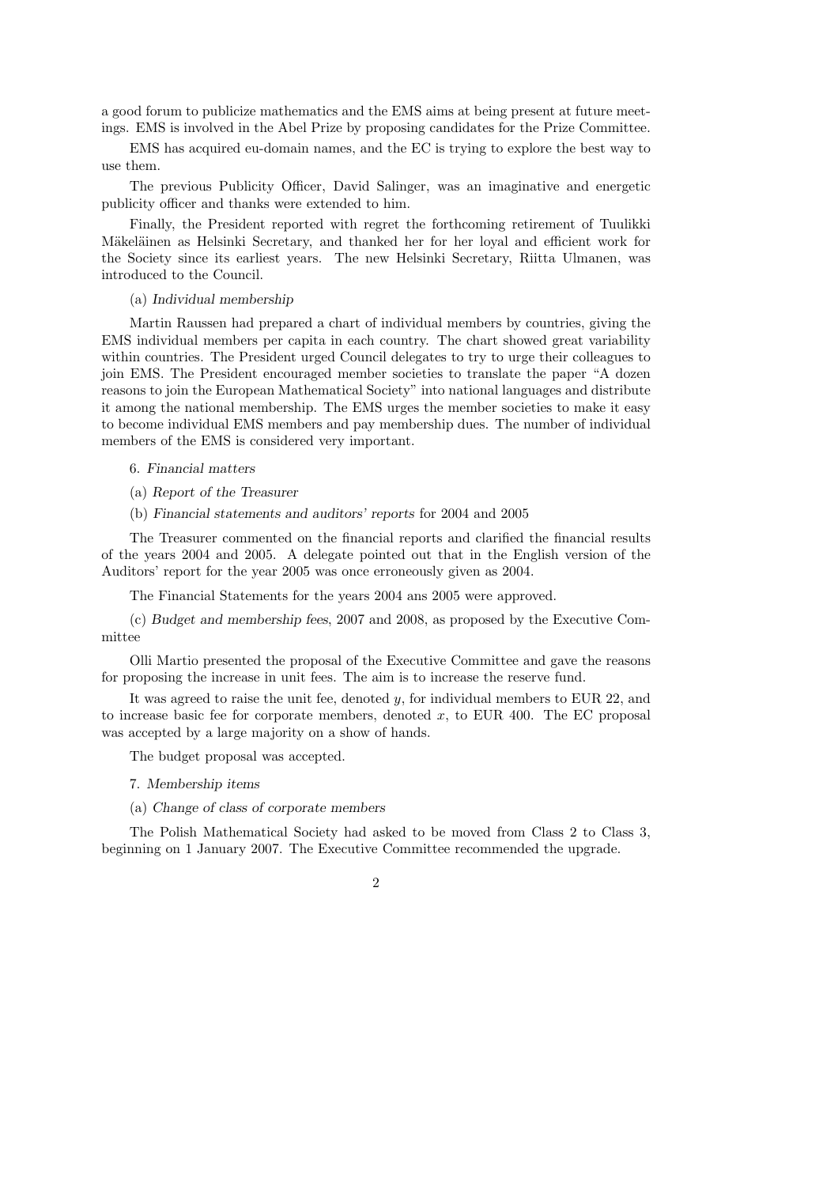a good forum to publicize mathematics and the EMS aims at being present at future meetings. EMS is involved in the Abel Prize by proposing candidates for the Prize Committee.

EMS has acquired eu-domain names, and the EC is trying to explore the best way to use them.

The previous Publicity Officer, David Salinger, was an imaginative and energetic publicity officer and thanks were extended to him.

Finally, the President reported with regret the forthcoming retirement of Tuulikki Mäkeläinen as Helsinki Secretary, and thanked her for her loyal and efficient work for the Society since its earliest years. The new Helsinki Secretary, Riitta Ulmanen, was introduced to the Council.

(a) *Individual membership*

Martin Raussen had prepared a chart of individual members by countries, giving the EMS individual members per capita in each country. The chart showed great variability within countries. The President urged Council delegates to try to urge their colleagues to join EMS. The President encouraged member societies to translate the paper "A dozen reasons to join the European Mathematical Society" into national languages and distribute it among the national membership. The EMS urges the member societies to make it easy to become individual EMS members and pay membership dues. The number of individual members of the EMS is considered very important.

6. *Financial matters*

(a) *Report of the Treasurer*

(b) *Financial statements and auditors' reports* for 2004 and 2005

The Treasurer commented on the financial reports and clarified the financial results of the years 2004 and 2005. A delegate pointed out that in the English version of the Auditors' report for the year 2005 was once erroneously given as 2004.

The Financial Statements for the years 2004 ans 2005 were approved.

(c) *Budget and membership fees*, 2007 and 2008, as proposed by the Executive Committee

Olli Martio presented the proposal of the Executive Committee and gave the reasons for proposing the increase in unit fees. The aim is to increase the reserve fund.

It was agreed to raise the unit fee, denoted $y$, for individual members to EUR 22, and to increase basic fee for corporate members, denoted $x$, to EUR 400. The EC proposal was accepted by a large majority on a show of hands.

The budget proposal was accepted.

7. *Membership items*

(a) *Change of class of corporate members*

The Polish Mathematical Society had asked to be moved from Class 2 to Class 3, beginning on 1 January 2007. The Executive Committee recommended the upgrade.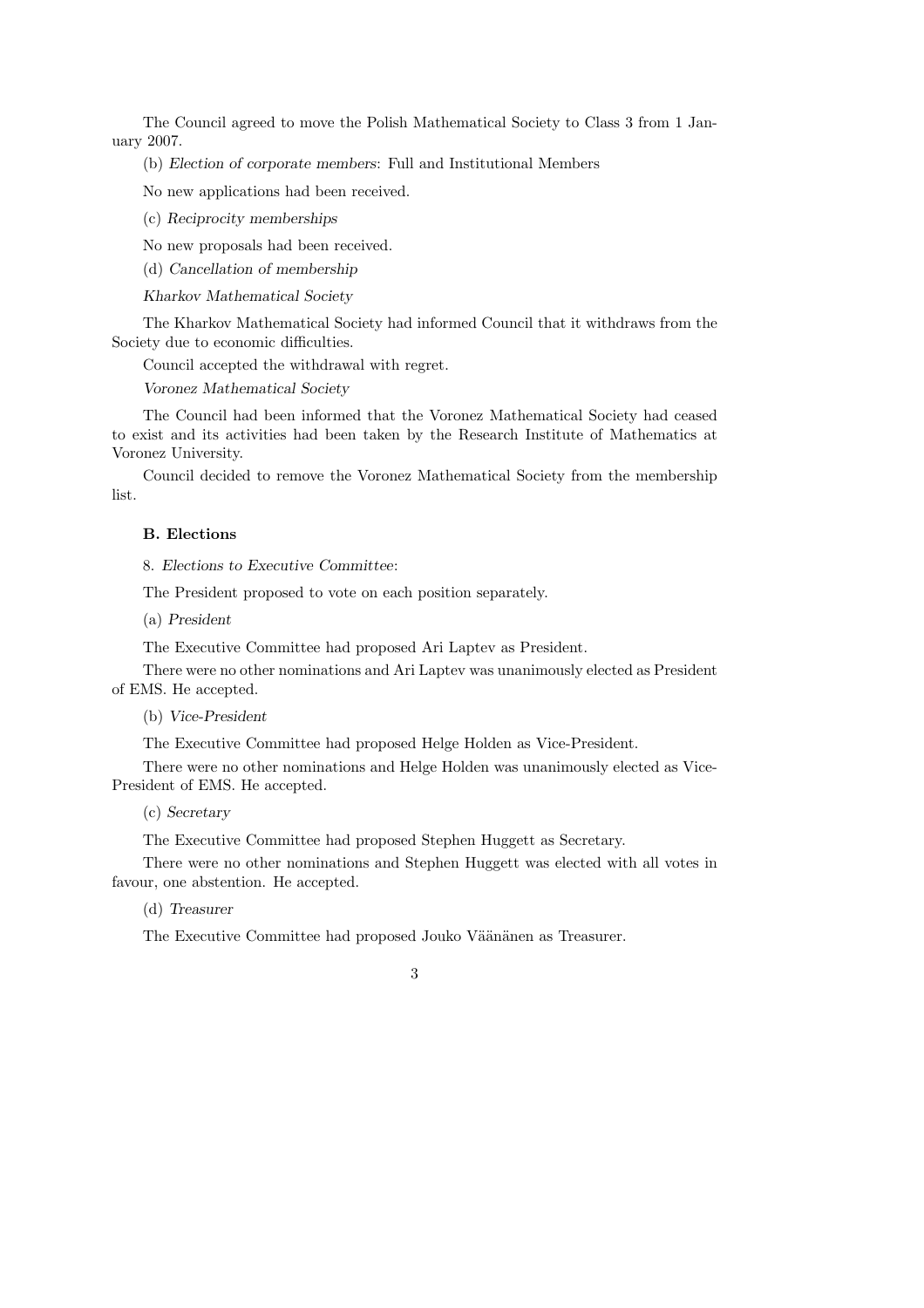The Council agreed to move the Polish Mathematical Society to Class 3 from 1 January 2007.

(b) *Election of corporate members*: Full and Institutional Members

No new applications had been received.

(c) *Reciprocity memberships*

No new proposals had been received.

(d) *Cancellation of membership*

*Kharkov Mathematical Society*

The Kharkov Mathematical Society had informed Council that it withdraws from the Society due to economic difficulties.

Council accepted the withdrawal with regret.

*Voronez Mathematical Society*

The Council had been informed that the Voronez Mathematical Society had ceased to exist and its activities had been taken by the Research Institute of Mathematics at Voronez University.

Council decided to remove the Voronez Mathematical Society from the membership list.

### B. Elections

8. *Elections to Executive Committee*:

The President proposed to vote on each position separately.

(a) *President*

The Executive Committee had proposed Ari Laptev as President.

There were no other nominations and Ari Laptev was unanimously elected as President of EMS. He accepted.

(b) *Vice-President*

The Executive Committee had proposed Helge Holden as Vice-President.

There were no other nominations and Helge Holden was unanimously elected as Vice-President of EMS. He accepted.

(c) *Secretary*

The Executive Committee had proposed Stephen Huggett as Secretary.

There were no other nominations and Stephen Huggett was elected with all votes in favour, one abstention. He accepted.

(d) *Treasurer*

The Executive Committee had proposed Jouko Väänänen as Treasurer.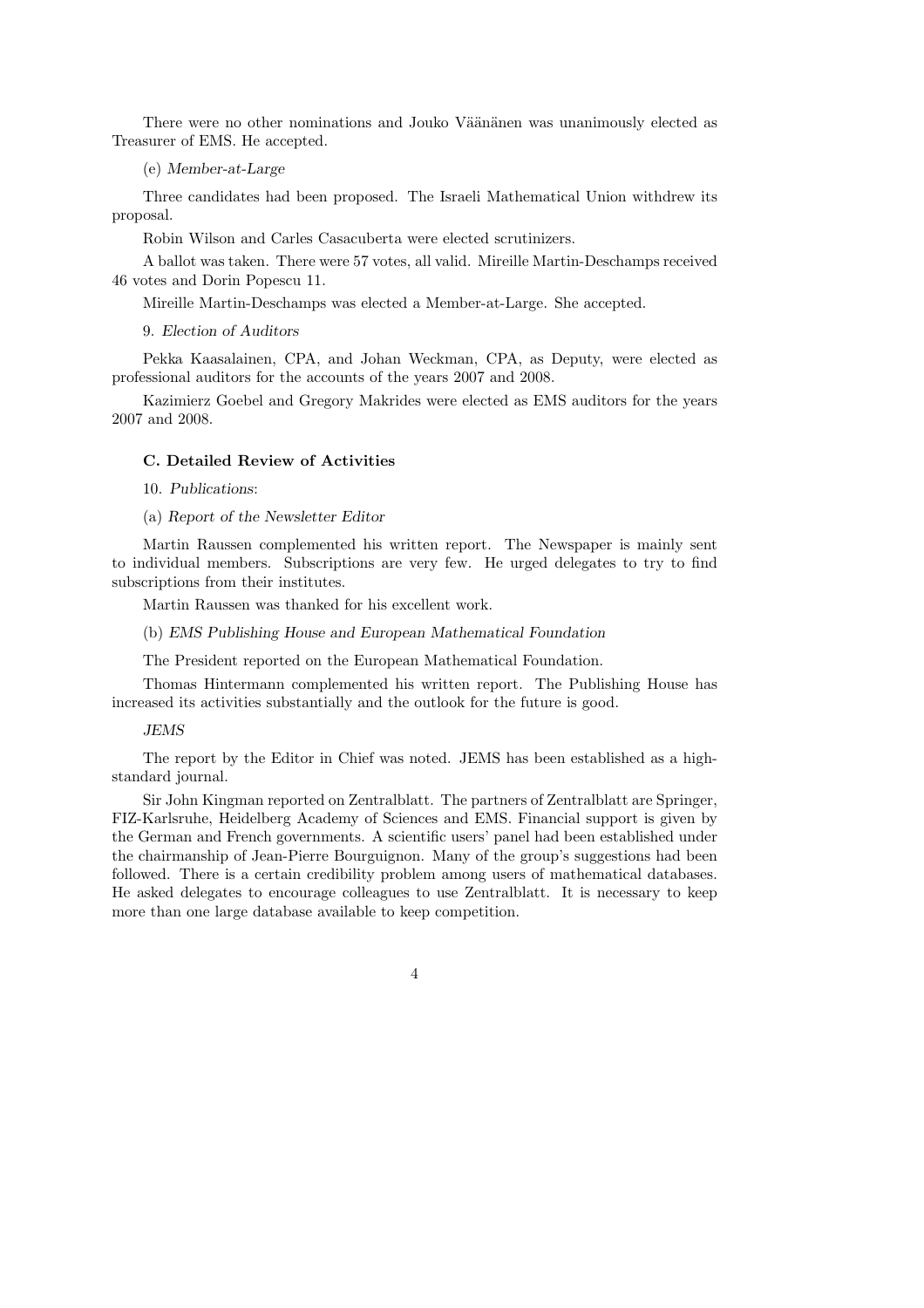There were no other nominations and Jouko Väänänen was unanimously elected as Treasurer of EMS. He accepted.

(e) *Member-at-Large*

Three candidates had been proposed. The Israeli Mathematical Union withdrew its proposal.

Robin Wilson and Carles Casacuberta were elected scrutinizers.

A ballot was taken. There were 57 votes, all valid. Mireille Martin-Deschamps received 46 votes and Dorin Popescu 11.

Mireille Martin-Deschamps was elected a Member-at-Large. She accepted.

9. *Election of Auditors*

Pekka Kaasalainen, CPA, and Johan Weckman, CPA, as Deputy, were elected as professional auditors for the accounts of the years 2007 and 2008.

Kazimierz Goebel and Gregory Makrides were elected as EMS auditors for the years 2007 and 2008.

### C. Detailed Review of Activities

10. *Publications*:

(a) *Report of the Newsletter Editor*

Martin Raussen complemented his written report. The Newspaper is mainly sent to individual members. Subscriptions are very few. He urged delegates to try to find subscriptions from their institutes.

Martin Raussen was thanked for his excellent work.

(b) *EMS Publishing House and European Mathematical Foundation*

The President reported on the European Mathematical Foundation.

Thomas Hintermann complemented his written report. The Publishing House has increased its activities substantially and the outlook for the future is good.

*JEMS*

The report by the Editor in Chief was noted. JEMS has been established as a high-standard journal.

Sir John Kingman reported on Zentralblatt. The partners of Zentralblatt are Springer, FIZ-Karlsruhe, Heidelberg Academy of Sciences and EMS. Financial support is given by the German and French governments. A scientific users' panel had been established under the chairmanship of Jean-Pierre Bourguignon. Many of the group's suggestions had been followed. There is a certain credibility problem among users of mathematical databases. He asked delegates to encourage colleagues to use Zentralblatt. It is necessary to keep more than one large database available to keep competition.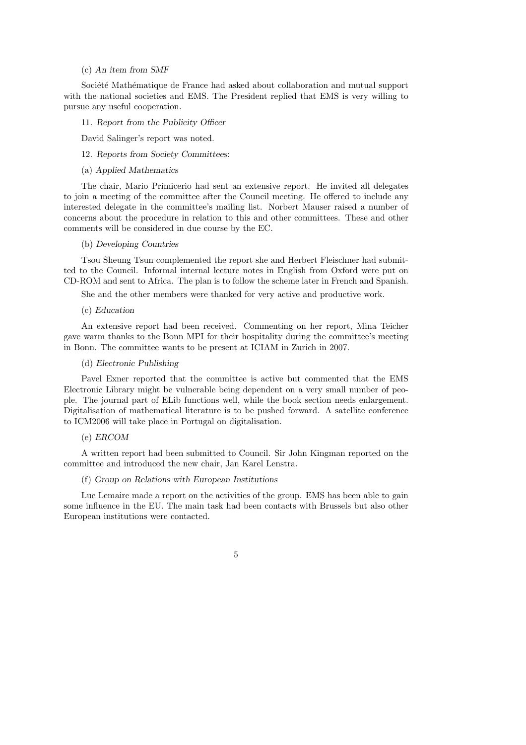(c) *An item from SMF*

Société Mathématique de France had asked about collaboration and mutual support with the national societies and EMS. The President replied that EMS is very willing to pursue any useful cooperation.

11. *Report from the Publicity Officer*

David Salinger's report was noted.

12. *Reports from Society Committees*:

(a) *Applied Mathematics*

The chair, Mario Primicerio had sent an extensive report. He invited all delegates to join a meeting of the committee after the Council meeting. He offered to include any interested delegate in the committee's mailing list. Norbert Mauser raised a number of concerns about the procedure in relation to this and other committees. These and other comments will be considered in due course by the EC.

(b) *Developing Countries*

Tsou Sheung Tsun complemented the report she and Herbert Fleischner had submitted to the Council. Informal internal lecture notes in English from Oxford were put on CD-ROM and sent to Africa. The plan is to follow the scheme later in French and Spanish.

She and the other members were thanked for very active and productive work.

(c) *Education*

An extensive report had been received. Commenting on her report, Mina Teicher gave warm thanks to the Bonn MPI for their hospitality during the committee's meeting in Bonn. The committee wants to be present at ICIAM in Zurich in 2007.

(d) *Electronic Publishing*

Pavel Exner reported that the committee is active but commented that the EMS Electronic Library might be vulnerable being dependent on a very small number of people. The journal part of ELib functions well, while the book section needs enlargement. Digitalisation of mathematical literature is to be pushed forward. A satellite conference to ICM2006 will take place in Portugal on digitalisation.

(e) *ERCOM*

A written report had been submitted to Council. Sir John Kingman reported on the committee and introduced the new chair, Jan Karel Lenstra.

(f) *Group on Relations with European Institutions*

Luc Lemaire made a report on the activities of the group. EMS has been able to gain some influence in the EU. The main task had been contacts with Brussels but also other European institutions were contacted.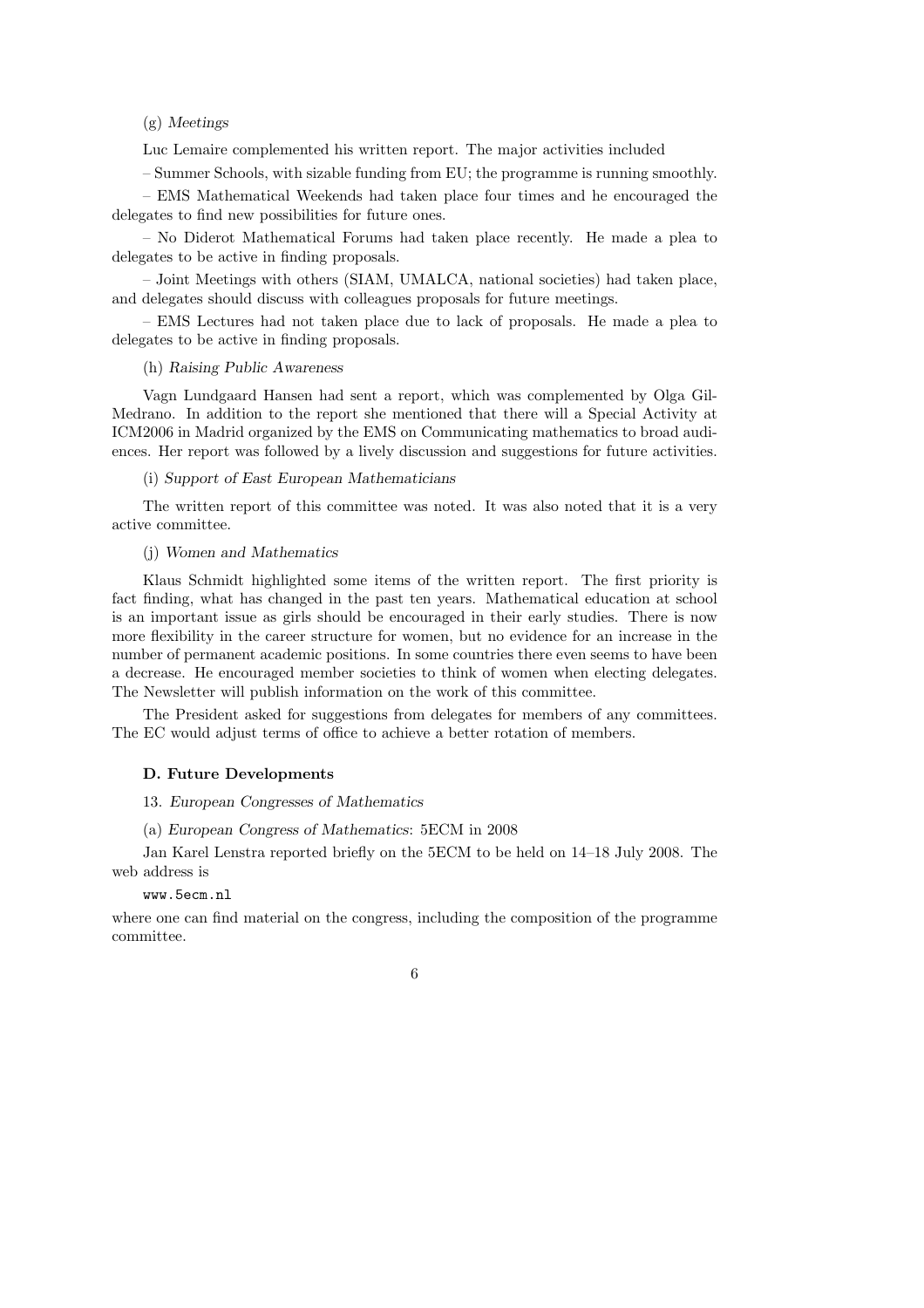(g) *Meetings*

Luc Lemaire complemented his written report. The major activities included

– Summer Schools, with sizable funding from EU; the programme is running smoothly.

– EMS Mathematical Weekends had taken place four times and he encouraged the delegates to find new possibilities for future ones.

– No Diderot Mathematical Forums had taken place recently. He made a plea to delegates to be active in finding proposals.

– Joint Meetings with others (SIAM, UMALCA, national societies) had taken place, and delegates should discuss with colleagues proposals for future meetings.

– EMS Lectures had not taken place due to lack of proposals. He made a plea to delegates to be active in finding proposals.

(h) *Raising Public Awareness*

Vagn Lundgaard Hansen had sent a report, which was complemented by Olga Gil-Medrano. In addition to the report she mentioned that there will a Special Activity at ICM2006 in Madrid organized by the EMS on Communicating mathematics to broad audiences. Her report was followed by a lively discussion and suggestions for future activities.

(i) *Support of East European Mathematicians*

The written report of this committee was noted. It was also noted that it is a very active committee.

(j) *Women and Mathematics*

Klaus Schmidt highlighted some items of the written report. The first priority is fact finding, what has changed in the past ten years. Mathematical education at school is an important issue as girls should be encouraged in their early studies. There is now more flexibility in the career structure for women, but no evidence for an increase in the number of permanent academic positions. In some countries there even seems to have been a decrease. He encouraged member societies to think of women when electing delegates. The Newsletter will publish information on the work of this committee.

The President asked for suggestions from delegates for members of any committees. The EC would adjust terms of office to achieve a better rotation of members.

### D. Future Developments

13. *European Congresses of Mathematics*

(a) *European Congress of Mathematics*: 5ECM in 2008

Jan Karel Lenstra reported briefly on the 5ECM to be held on 14–18 July 2008. The web address is

```
www.5ecm.nl
```

where one can find material on the congress, including the composition of the programme committee.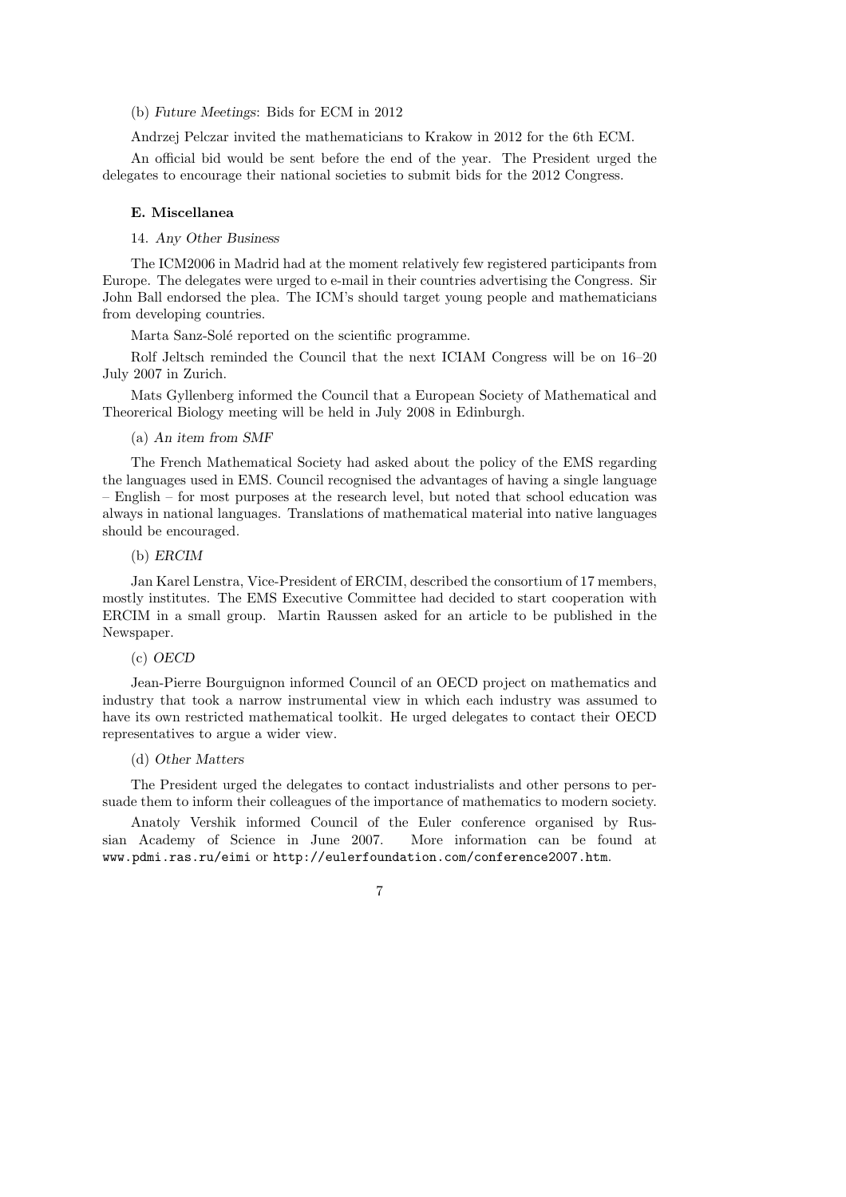(b) *Future Meetings*: Bids for ECM in 2012

Andrzej Pelczar invited the mathematicians to Krakow in 2012 for the 6th ECM.

An official bid would be sent before the end of the year. The President urged the delegates to encourage their national societies to submit bids for the 2012 Congress.

#### E. Miscellanea

14. *Any Other Business*

The ICM2006 in Madrid had at the moment relatively few registered participants from Europe. The delegates were urged to e-mail in their countries advertising the Congress. Sir John Ball endorsed the plea. The ICM's should target young people and mathematicians from developing countries.

Marta Sanz-Solé reported on the scientific programme.

Rolf Jeltsch reminded the Council that the next ICIAM Congress will be on 16–20 July 2007 in Zurich.

Mats Gyllenberg informed the Council that a European Society of Mathematical and Theorerical Biology meeting will be held in July 2008 in Edinburgh.

(a) *An item from SMF*

The French Mathematical Society had asked about the policy of the EMS regarding the languages used in EMS. Council recognised the advantages of having a single language – English – for most purposes at the research level, but noted that school education was always in national languages. Translations of mathematical material into native languages should be encouraged.

(b) *ERCIM*

Jan Karel Lenstra, Vice-President of ERCIM, described the consortium of 17 members, mostly institutes. The EMS Executive Committee had decided to start cooperation with ERCIM in a small group. Martin Raussen asked for an article to be published in the Newspaper.

(c) *OECD*

Jean-Pierre Bourguignon informed Council of an OECD project on mathematics and industry that took a narrow instrumental view in which each industry was assumed to have its own restricted mathematical toolkit. He urged delegates to contact their OECD representatives to argue a wider view.

(d) *Other Matters*

The President urged the delegates to contact industrialists and other persons to persuade them to inform their colleagues of the importance of mathematics to modern society.

Anatoly Vershik informed Council of the Euler conference organised by Russian Academy of Science in June 2007. More information can be found at `www.pdmi.ras.ru/eimi` or `http://eulerfoundation.com/conference2007.htm`.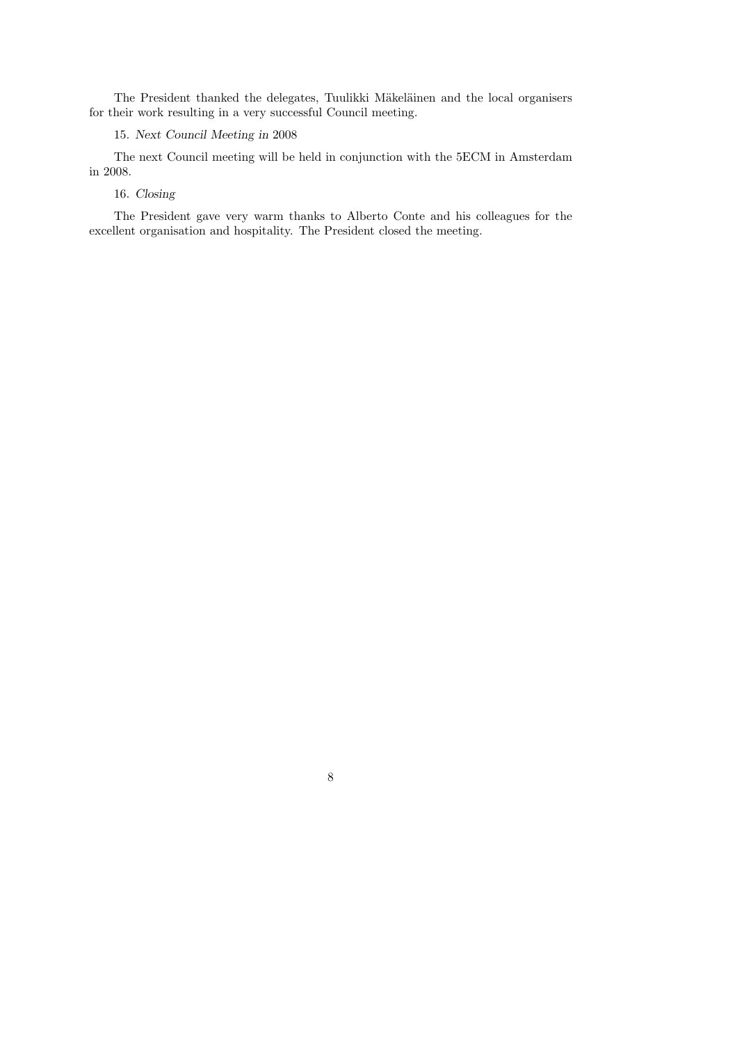The President thanked the delegates, Tuulikki Mäkeläinen and the local organisers for their work resulting in a very successful Council meeting.

15. *Next Council Meeting in* 2008

The next Council meeting will be held in conjunction with the 5ECM in Amsterdam in 2008.

16. *Closing*

The President gave very warm thanks to Alberto Conte and his colleagues for the excellent organisation and hospitality. The President closed the meeting.